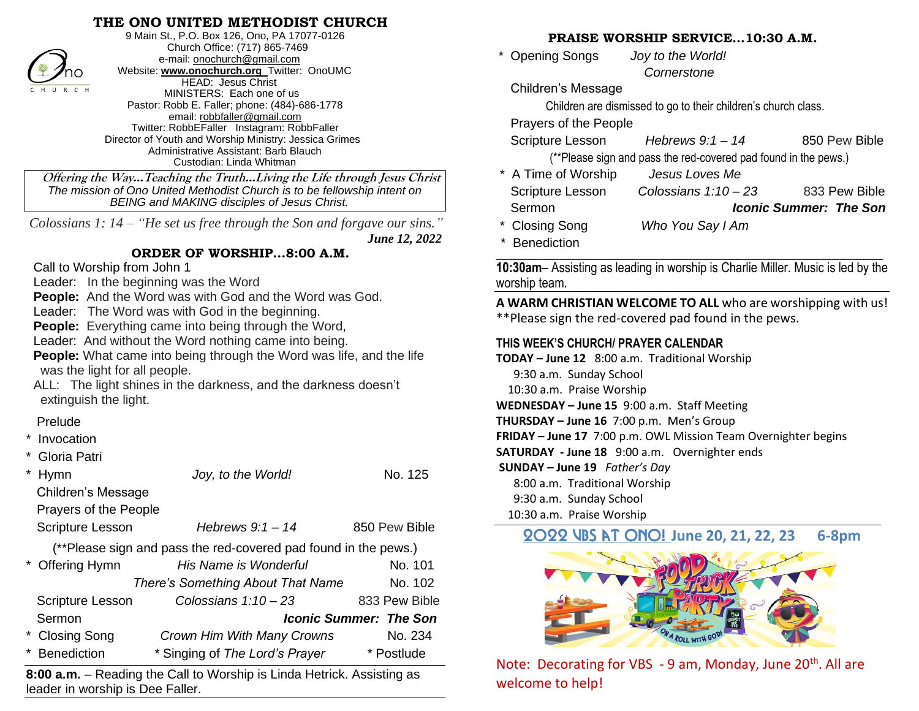# THE ONO UNITED METHODIST CHURCH

9 Main St., P.O. Box 126, Ono, PA 17077-0126
Church Office: (717) 865-7469
e-mail: onochurch@gmail.com
Website: **www.onochurch.org** Twitter: OnoUMC
HEAD: Jesus Christ
MINISTERS: Each one of us
Pastor: Robb E. Faller; phone: (484)-686-1778
email: robbfaller@gmail.com
Twitter: RobbEFaller Instagram: RobbFaller
Director of Youth and Worship Ministry: Jessica Grimes
Administrative Assistant: Barb Blauch
Custodian: Linda Whitman

***Offering the Way…Teaching the Truth…Living the Life through Jesus Christ***
*The mission of Ono United Methodist Church is to be fellowship intent on BEING and MAKING disciples of Jesus Christ.*

*Colossians 1: 14 – "He set us free through the Son and forgave our sins."*

***June 12, 2022***

## ORDER OF WORSHIP…8:00 A.M.

Call to Worship from John 1
Leader: In the beginning was the Word
**People:** And the Word was with God and the Word was God.
Leader: The Word was with God in the beginning.
**People:** Everything came into being through the Word,
Leader: And without the Word nothing came into being.
**People:** What came into being through the Word was life, and the life was the light for all people.
ALL: The light shines in the darkness, and the darkness doesn't extinguish the light.

Prelude
\* Invocation
\* Gloria Patri
\* Hymn — *Joy, to the World!* — No. 125
Children's Message
Prayers of the People
Scripture Lesson — *Hebrews 9:1 – 14* — 850 Pew Bible
(**Please sign and pass the red-covered pad found in the pews.)
\* Offering Hymn — *His Name is Wonderful* — No. 101
*There's Something About That Name* — No. 102
Scripture Lesson — *Colossians 1:10 – 23* — 833 Pew Bible
Sermon — ***Iconic Summer: The Son***
\* Closing Song — *Crown Him With Many Crowns* — No. 234
\* Benediction — \* Singing of *The Lord's Prayer* — \* Postlude

**8:00 a.m.** – Reading the Call to Worship is Linda Hetrick. Assisting as leader in worship is Dee Faller.

## PRAISE WORSHIP SERVICE…10:30 A.M.

\* Opening Songs — *Joy to the World!*
*Cornerstone*
Children's Message
Children are dismissed to go to their children's church class.
Prayers of the People
Scripture Lesson — *Hebrews 9:1 – 14* — 850 Pew Bible
(**Please sign and pass the red-covered pad found in the pews.)
\* A Time of Worship — *Jesus Loves Me*
Scripture Lesson — *Colossians 1:10 – 23* — 833 Pew Bible
Sermon — ***Iconic Summer: The Son***
\* Closing Song — *Who You Say I Am*
\* Benediction

**10:30am**– Assisting as leading in worship is Charlie Miller. Music is led by the worship team.

**A WARM CHRISTIAN WELCOME TO ALL** who are worshipping with us!
**Please sign the red-covered pad found in the pews.

### THIS WEEK'S CHURCH/ PRAYER CALENDAR

**TODAY – June 12** 8:00 a.m. Traditional Worship
9:30 a.m. Sunday School
10:30 a.m. Praise Worship
**WEDNESDAY – June 15** 9:00 a.m. Staff Meeting
**THURSDAY – June 16** 7:00 p.m. Men's Group
**FRIDAY – June 17** 7:00 p.m. OWL Mission Team Overnighter begins
**SATURDAY - June 18** 9:00 a.m. Overnighter ends
**SUNDAY – June 19** *Father's Day*
8:00 a.m. Traditional Worship
9:30 a.m. Sunday School
10:30 a.m. Praise Worship

**2022 VBS AT ONO! June 20, 21, 22, 23 6-8pm**

Note: Decorating for VBS - 9 am, Monday, June 20th. All are welcome to help!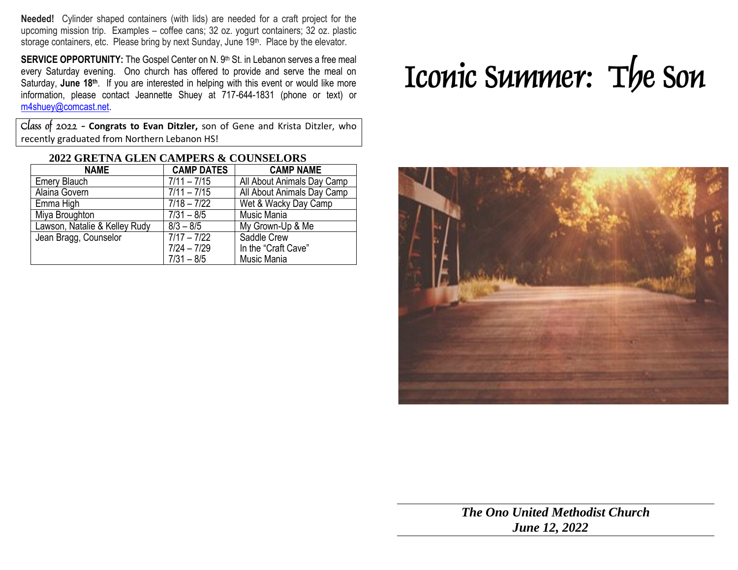**Needed!** Cylinder shaped containers (with lids) are needed for a craft project for the upcoming mission trip. Examples – coffee cans; 32 oz. yogurt containers; 32 oz. plastic storage containers, etc. Please bring by next Sunday, June 19th. Place by the elevator.

**SERVICE OPPORTUNITY:** The Gospel Center on N. 9th St. in Lebanon serves a free meal every Saturday evening. Ono church has offered to provide and serve the meal on Saturday, **June 18th**. If you are interested in helping with this event or would like more information, please contact Jeannette Shuey at 717-644-1831 (phone or text) or m4shuey@comcast.net.

*Class of 2022* - **Congrats to Evan Ditzler,** son of Gene and Krista Ditzler, who recently graduated from Northern Lebanon HS!

**2022 GRETNA GLEN CAMPERS & COUNSELORS**

| NAME | CAMP DATES | CAMP NAME |
|---|---|---|
| Emery Blauch | 7/11 – 7/15 | All About Animals Day Camp |
| Alaina Govern | 7/11 – 7/15 | All About Animals Day Camp |
| Emma High | 7/18 – 7/22 | Wet & Wacky Day Camp |
| Miya Broughton | 7/31 – 8/5 | Music Mania |
| Lawson, Natalie & Kelley Rudy | 8/3 – 8/5 | My Grown-Up & Me |
| Jean Bragg, Counselor | 7/17 – 7/22<br>7/24 – 7/29<br>7/31 – 8/5 | Saddle Crew<br>In the "Craft Cave"<br>Music Mania |

# Iconic Summer: The Son

***The Ono United Methodist Church***
***June 12, 2022***